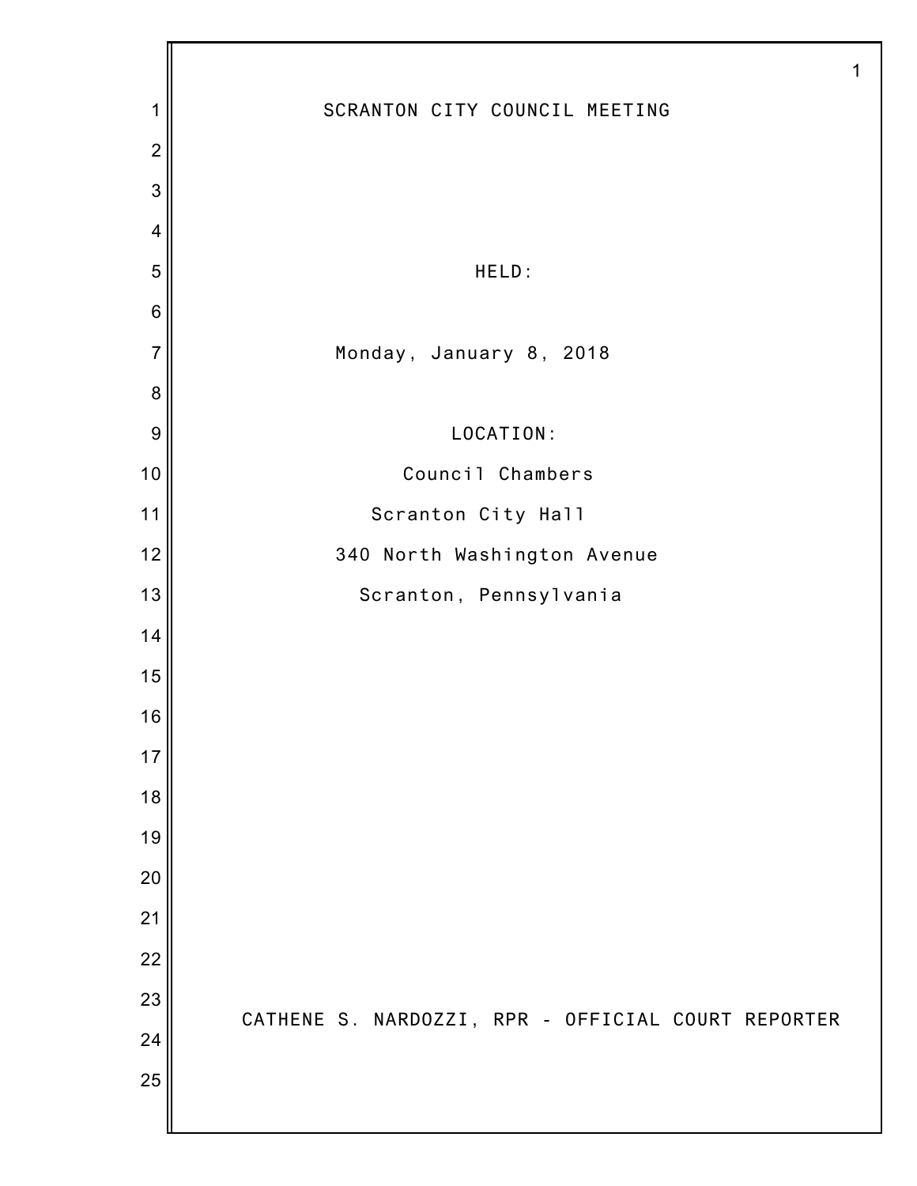# SCRANTON CITY COUNCIL MEETING

HELD:

Monday, January 8, 2018

LOCATION:

Council Chambers

Scranton City Hall

340 North Washington Avenue

Scranton, Pennsylvania

CATHENE S. NARDOZZI, RPR - OFFICIAL COURT REPORTER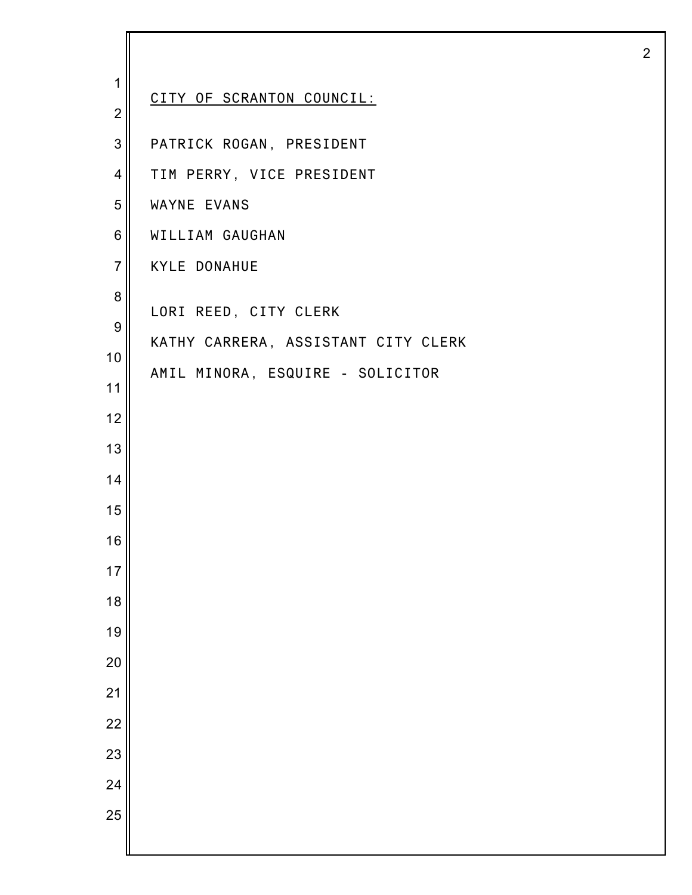CITY OF SCRANTON COUNCIL:

PATRICK ROGAN, PRESIDENT

TIM PERRY, VICE PRESIDENT

WAYNE EVANS

WILLIAM GAUGHAN

KYLE DONAHUE

LORI REED, CITY CLERK

KATHY CARRERA, ASSISTANT CITY CLERK

AMIL MINORA, ESQUIRE - SOLICITOR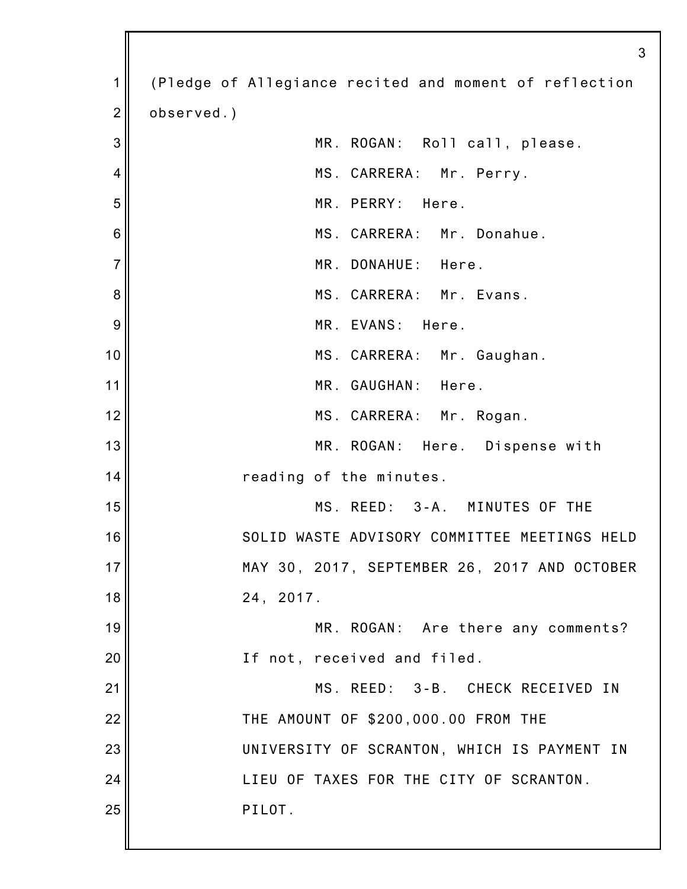(Pledge of Allegiance recited and moment of reflection observed.)

MR. ROGAN: Roll call, please.

MS. CARRERA: Mr. Perry.

MR. PERRY: Here.

MS. CARRERA: Mr. Donahue.

MR. DONAHUE: Here.

MS. CARRERA: Mr. Evans.

MR. EVANS: Here.

MS. CARRERA: Mr. Gaughan.

MR. GAUGHAN: Here.

MS. CARRERA: Mr. Rogan.

MR. ROGAN: Here. Dispense with reading of the minutes.

MS. REED: 3-A. MINUTES OF THE SOLID WASTE ADVISORY COMMITTEE MEETINGS HELD MAY 30, 2017, SEPTEMBER 26, 2017 AND OCTOBER 24, 2017.

MR. ROGAN: Are there any comments? If not, received and filed.

MS. REED: 3-B. CHECK RECEIVED IN THE AMOUNT OF $200,000.00 FROM THE UNIVERSITY OF SCRANTON, WHICH IS PAYMENT IN LIEU OF TAXES FOR THE CITY OF SCRANTON. PILOT.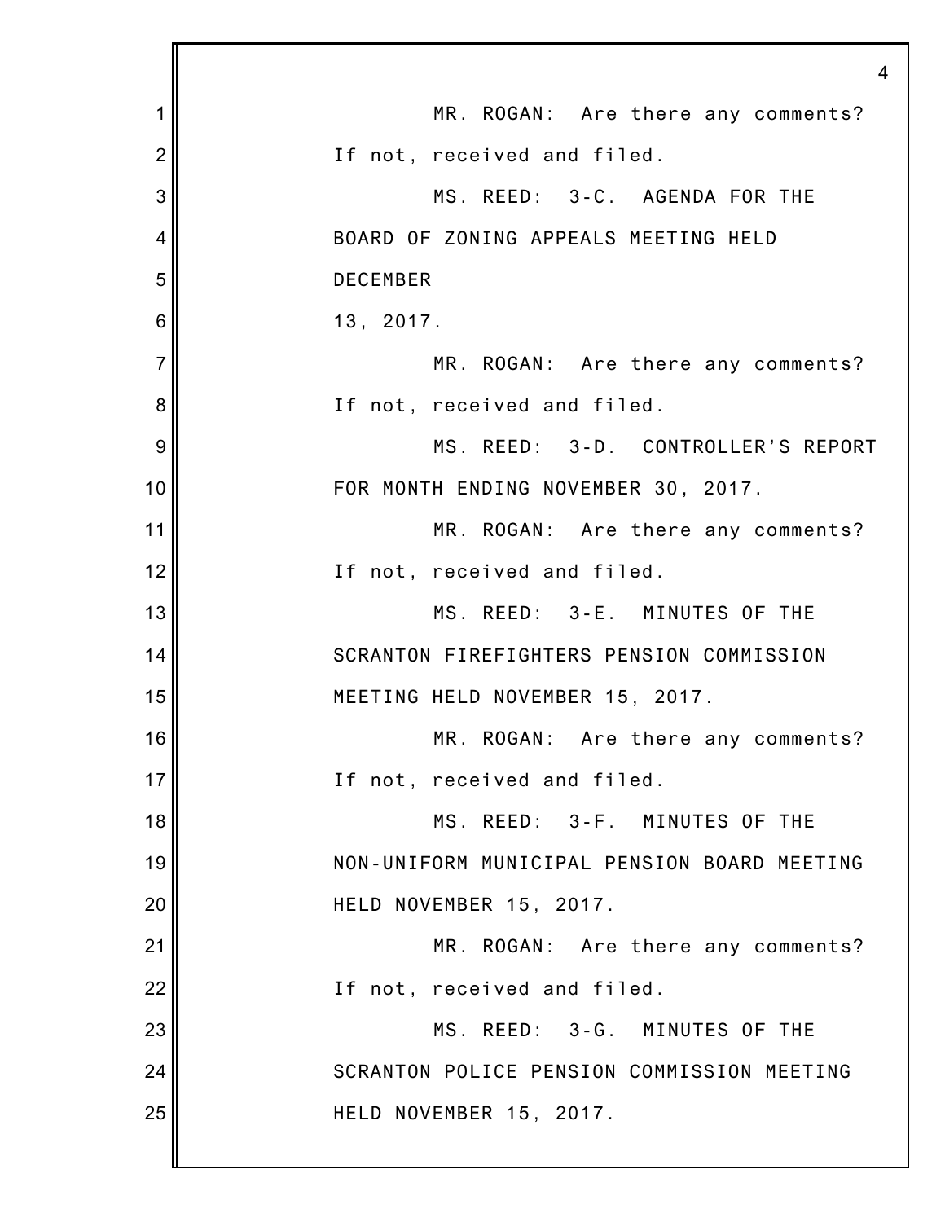MR. ROGAN: Are there any comments? If not, received and filed.

MS. REED: 3-C. AGENDA FOR THE BOARD OF ZONING APPEALS MEETING HELD DECEMBER 13, 2017.

MR. ROGAN: Are there any comments? If not, received and filed.

MS. REED: 3-D. CONTROLLER'S REPORT FOR MONTH ENDING NOVEMBER 30, 2017.

MR. ROGAN: Are there any comments? If not, received and filed.

MS. REED: 3-E. MINUTES OF THE SCRANTON FIREFIGHTERS PENSION COMMISSION MEETING HELD NOVEMBER 15, 2017.

MR. ROGAN: Are there any comments? If not, received and filed.

MS. REED: 3-F. MINUTES OF THE NON-UNIFORM MUNICIPAL PENSION BOARD MEETING HELD NOVEMBER 15, 2017.

MR. ROGAN: Are there any comments? If not, received and filed.

MS. REED: 3-G. MINUTES OF THE SCRANTON POLICE PENSION COMMISSION MEETING HELD NOVEMBER 15, 2017.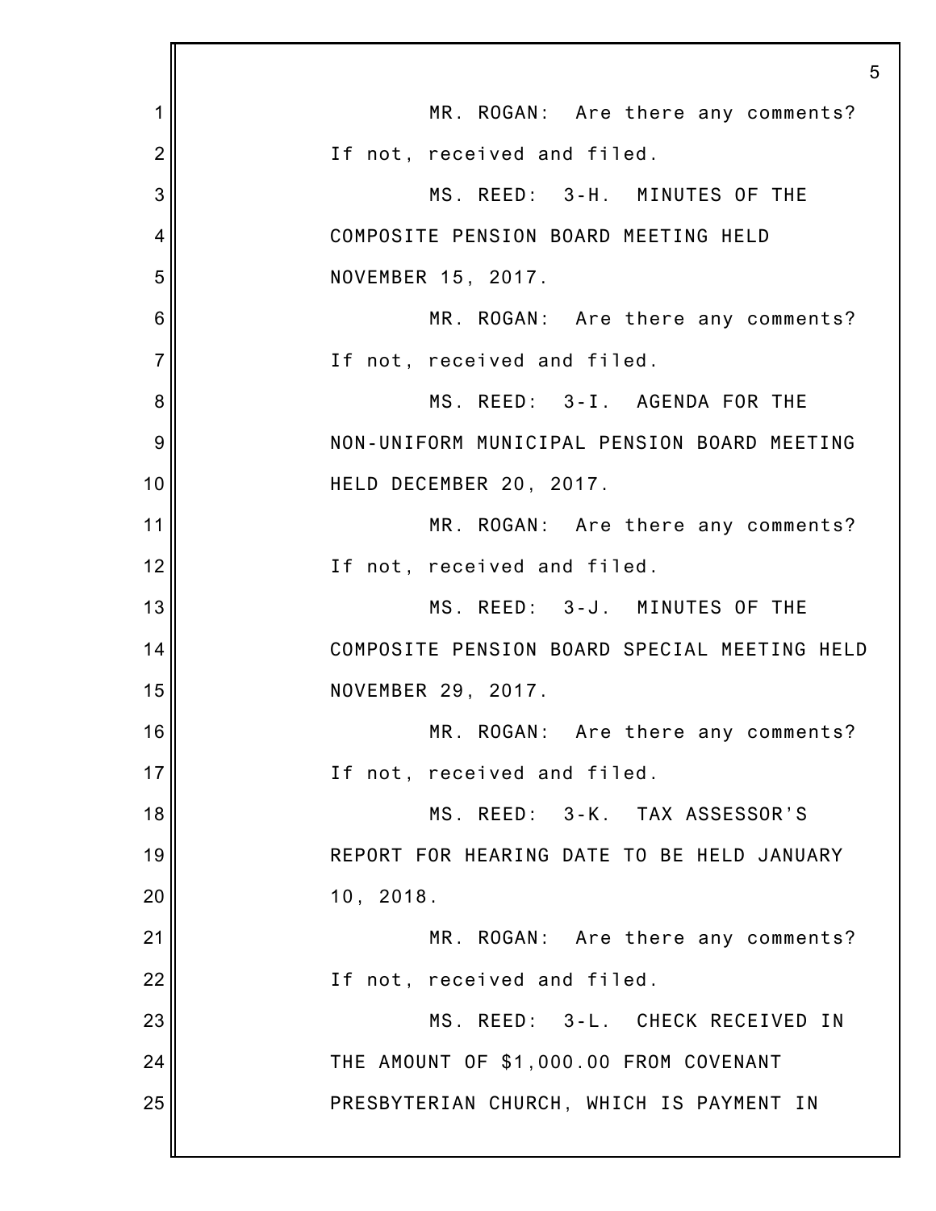MR. ROGAN: Are there any comments? If not, received and filed.

MS. REED: 3-H. MINUTES OF THE COMPOSITE PENSION BOARD MEETING HELD NOVEMBER 15, 2017.

MR. ROGAN: Are there any comments? If not, received and filed.

MS. REED: 3-I. AGENDA FOR THE NON-UNIFORM MUNICIPAL PENSION BOARD MEETING HELD DECEMBER 20, 2017.

MR. ROGAN: Are there any comments? If not, received and filed.

MS. REED: 3-J. MINUTES OF THE COMPOSITE PENSION BOARD SPECIAL MEETING HELD NOVEMBER 29, 2017.

MR. ROGAN: Are there any comments? If not, received and filed.

MS. REED: 3-K. TAX ASSESSOR'S REPORT FOR HEARING DATE TO BE HELD JANUARY 10, 2018.

MR. ROGAN: Are there any comments? If not, received and filed.

MS. REED: 3-L. CHECK RECEIVED IN THE AMOUNT OF $1,000.00 FROM COVENANT PRESBYTERIAN CHURCH, WHICH IS PAYMENT IN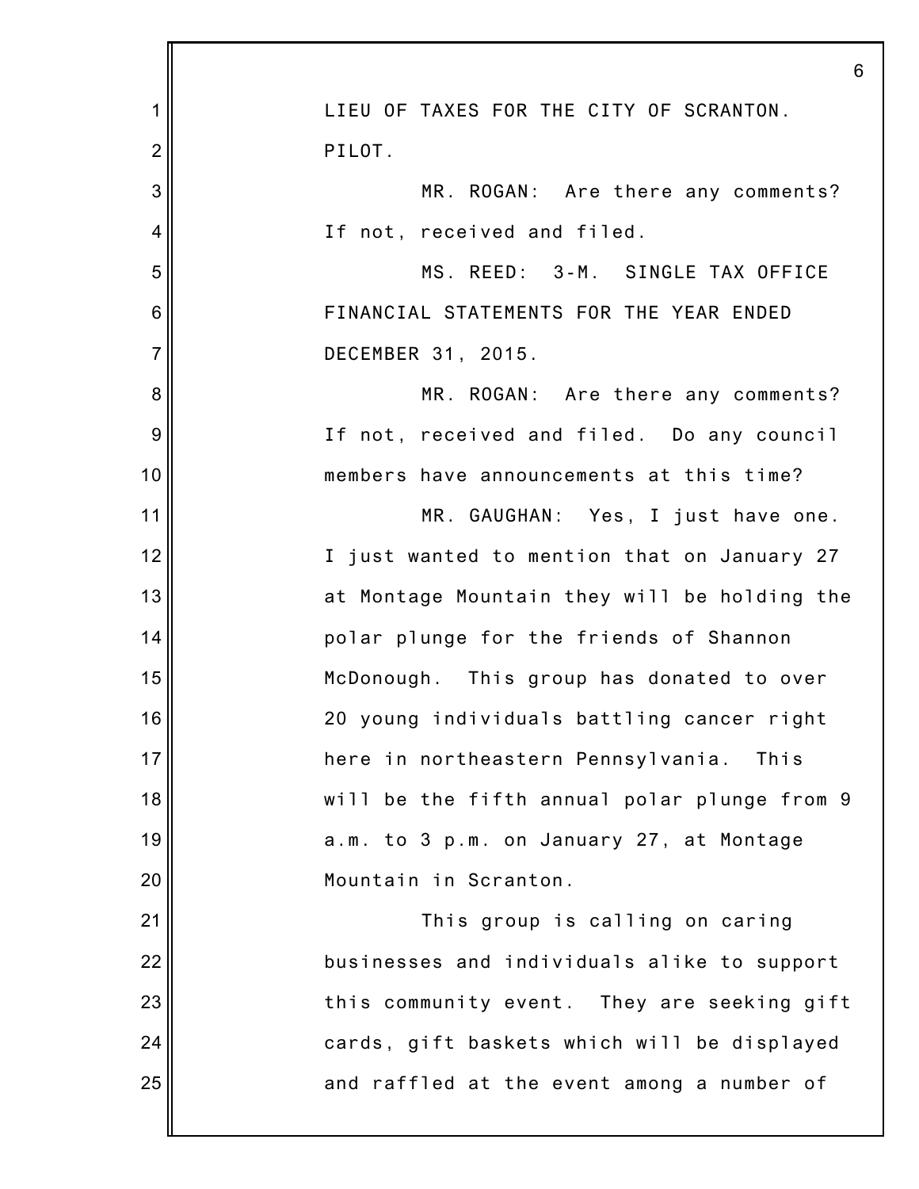LIEU OF TAXES FOR THE CITY OF SCRANTON. PILOT.

MR. ROGAN: Are there any comments? If not, received and filed.

MS. REED: 3-M. SINGLE TAX OFFICE FINANCIAL STATEMENTS FOR THE YEAR ENDED DECEMBER 31, 2015.

MR. ROGAN: Are there any comments? If not, received and filed. Do any council members have announcements at this time?

MR. GAUGHAN: Yes, I just have one. I just wanted to mention that on January 27 at Montage Mountain they will be holding the polar plunge for the friends of Shannon McDonough. This group has donated to over 20 young individuals battling cancer right here in northeastern Pennsylvania. This will be the fifth annual polar plunge from 9 a.m. to 3 p.m. on January 27, at Montage Mountain in Scranton.

This group is calling on caring businesses and individuals alike to support this community event. They are seeking gift cards, gift baskets which will be displayed and raffled at the event among a number of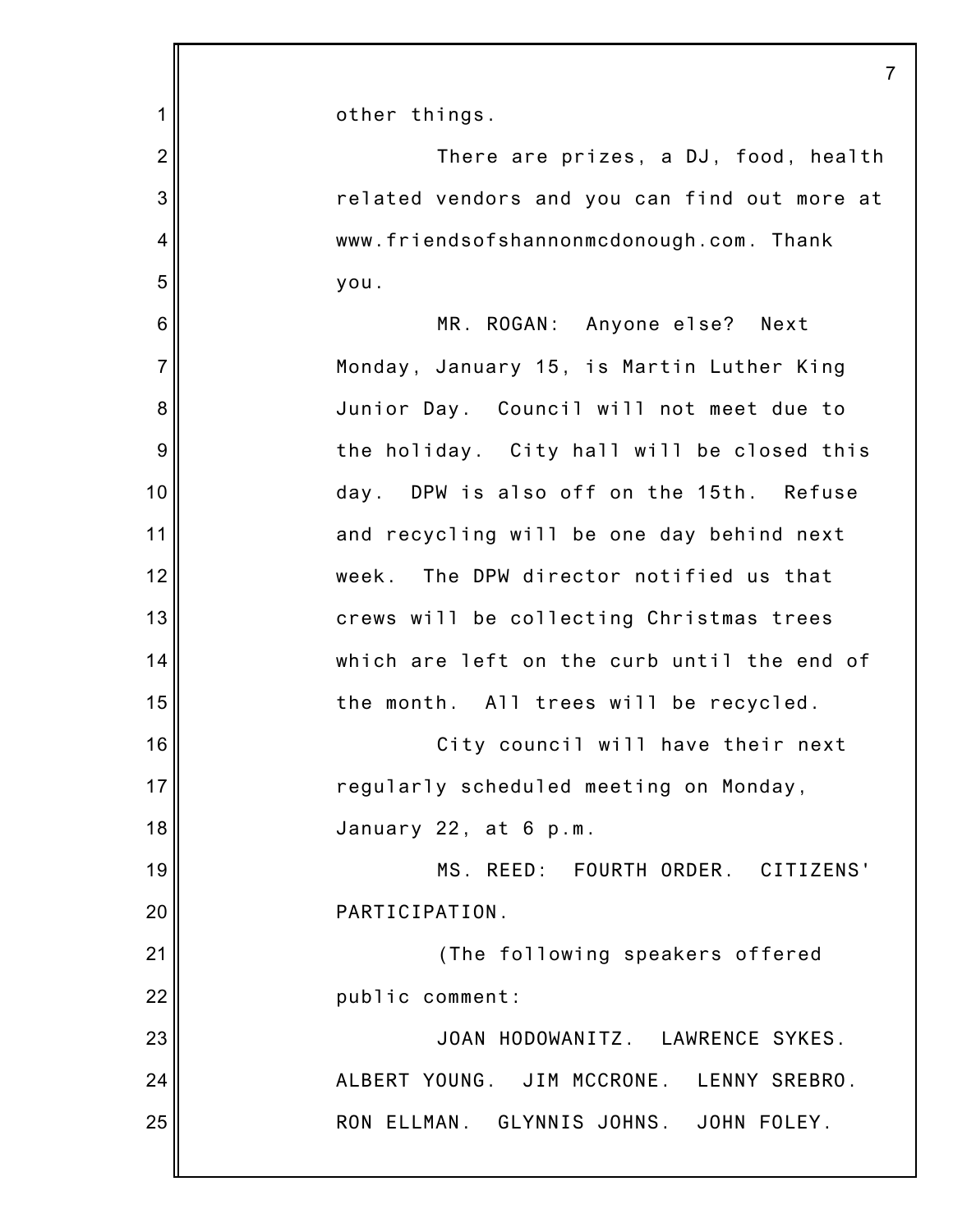other things.

There are prizes, a DJ, food, health related vendors and you can find out more at www.friendsofshannonmcdonough.com. Thank you.

MR. ROGAN: Anyone else? Next Monday, January 15, is Martin Luther King Junior Day. Council will not meet due to the holiday. City hall will be closed this day. DPW is also off on the 15th. Refuse and recycling will be one day behind next week. The DPW director notified us that crews will be collecting Christmas trees which are left on the curb until the end of the month. All trees will be recycled.

City council will have their next regularly scheduled meeting on Monday, January 22, at 6 p.m.

MS. REED: FOURTH ORDER. CITIZENS' PARTICIPATION.

(The following speakers offered public comment:

JOAN HODOWANITZ. LAWRENCE SYKES. ALBERT YOUNG. JIM MCCRONE. LENNY SREBRO. RON ELLMAN. GLYNNIS JOHNS. JOHN FOLEY.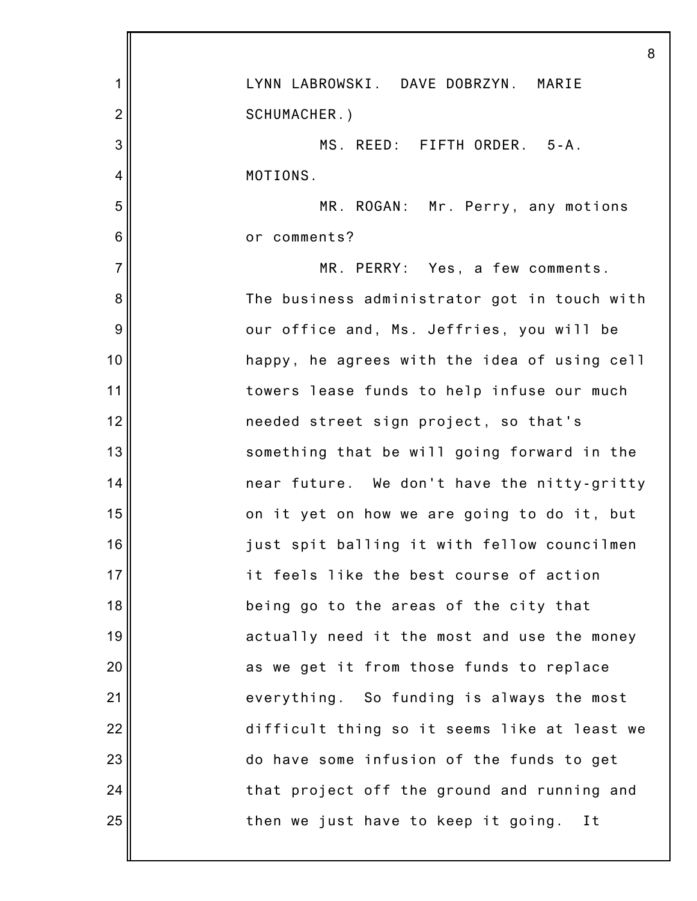LYNN LABROWSKI. DAVE DOBRZYN. MARIE SCHUMACHER.)

MS. REED: FIFTH ORDER. 5-A. MOTIONS.

MR. ROGAN: Mr. Perry, any motions or comments?

MR. PERRY: Yes, a few comments. The business administrator got in touch with our office and, Ms. Jeffries, you will be happy, he agrees with the idea of using cell towers lease funds to help infuse our much needed street sign project, so that's something that be will going forward in the near future. We don't have the nitty-gritty on it yet on how we are going to do it, but just spit balling it with fellow councilmen it feels like the best course of action being go to the areas of the city that actually need it the most and use the money as we get it from those funds to replace everything. So funding is always the most difficult thing so it seems like at least we do have some infusion of the funds to get that project off the ground and running and then we just have to keep it going. It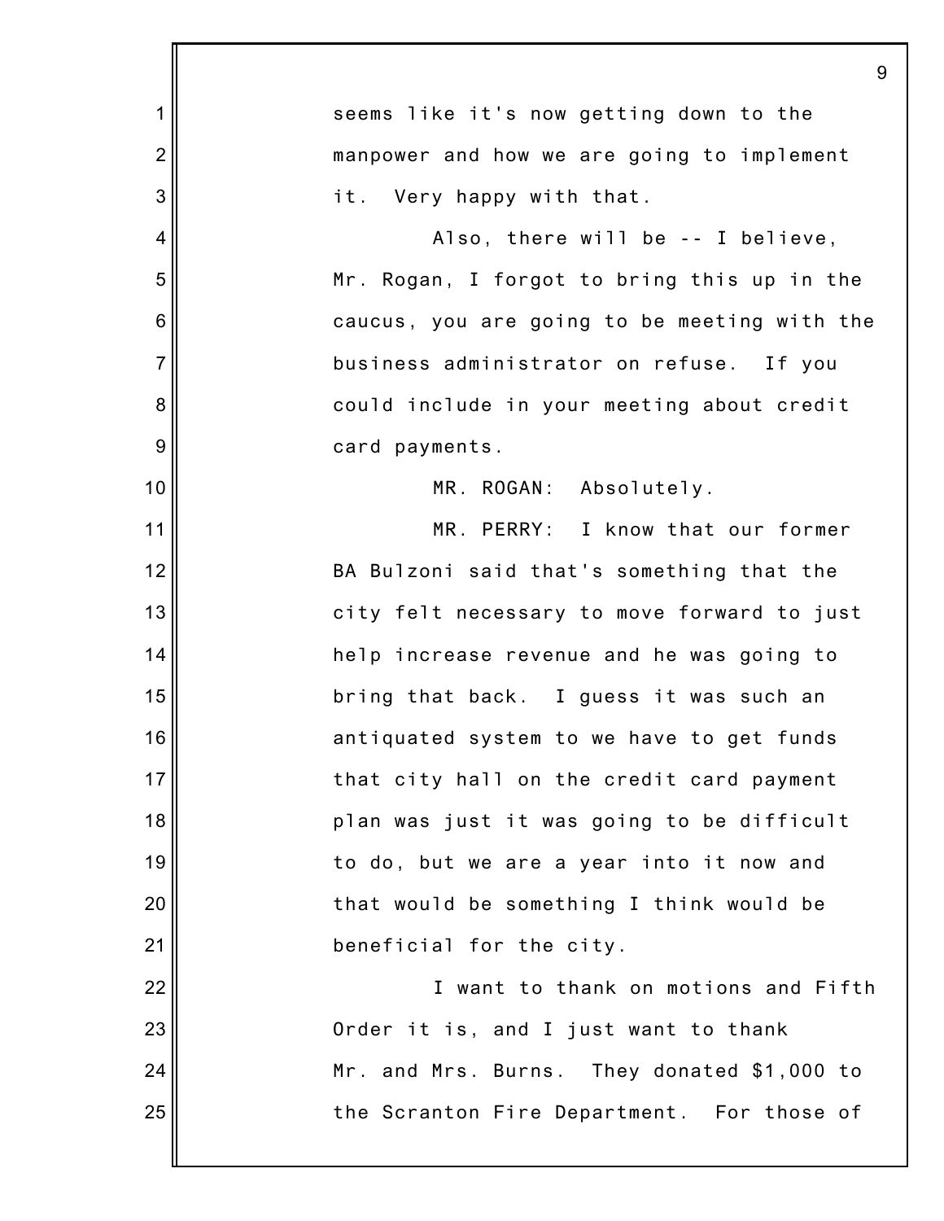seems like it's now getting down to the manpower and how we are going to implement it. Very happy with that.

Also, there will be -- I believe, Mr. Rogan, I forgot to bring this up in the caucus, you are going to be meeting with the business administrator on refuse. If you could include in your meeting about credit card payments.

MR. ROGAN: Absolutely.

MR. PERRY: I know that our former BA Bulzoni said that's something that the city felt necessary to move forward to just help increase revenue and he was going to bring that back. I guess it was such an antiquated system to we have to get funds that city hall on the credit card payment plan was just it was going to be difficult to do, but we are a year into it now and that would be something I think would be beneficial for the city.

I want to thank on motions and Fifth Order it is, and I just want to thank Mr. and Mrs. Burns. They donated $1,000 to the Scranton Fire Department. For those of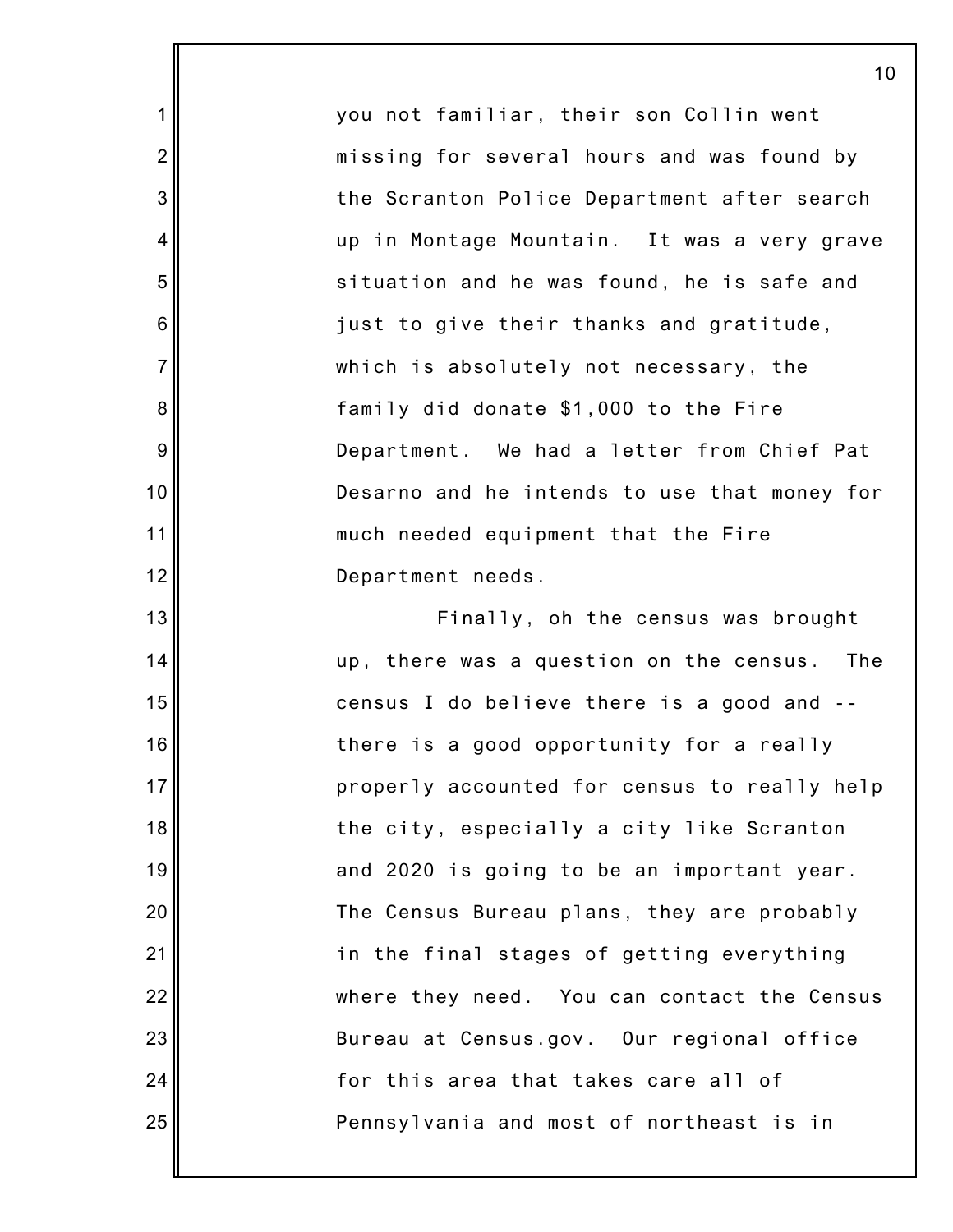you not familiar, their son Collin went missing for several hours and was found by the Scranton Police Department after search up in Montage Mountain. It was a very grave situation and he was found, he is safe and just to give their thanks and gratitude, which is absolutely not necessary, the family did donate $1,000 to the Fire Department. We had a letter from Chief Pat Desarno and he intends to use that money for much needed equipment that the Fire Department needs.

Finally, oh the census was brought up, there was a question on the census. The census I do believe there is a good and -- there is a good opportunity for a really properly accounted for census to really help the city, especially a city like Scranton and 2020 is going to be an important year. The Census Bureau plans, they are probably in the final stages of getting everything where they need. You can contact the Census Bureau at Census.gov. Our regional office for this area that takes care all of Pennsylvania and most of northeast is in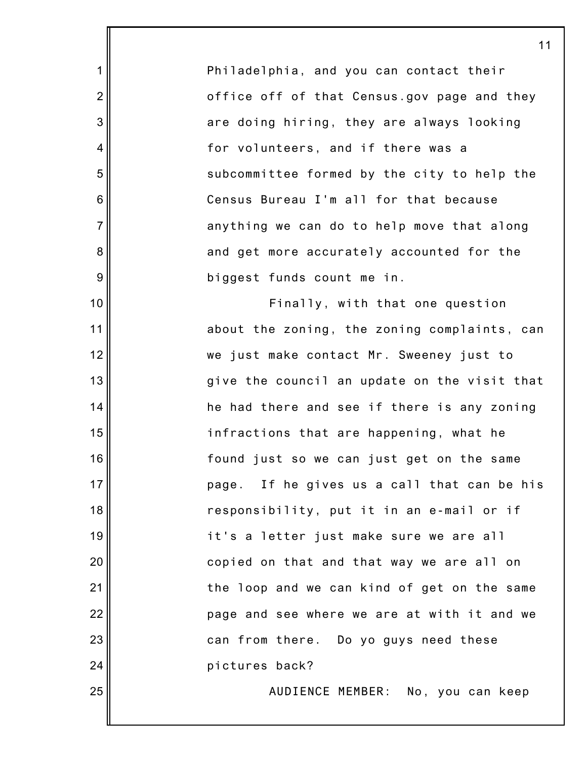Philadelphia, and you can contact their office off of that Census.gov page and they are doing hiring, they are always looking for volunteers, and if there was a subcommittee formed by the city to help the Census Bureau I'm all for that because anything we can do to help move that along and get more accurately accounted for the biggest funds count me in.

Finally, with that one question about the zoning, the zoning complaints, can we just make contact Mr. Sweeney just to give the council an update on the visit that he had there and see if there is any zoning infractions that are happening, what he found just so we can just get on the same page. If he gives us a call that can be his responsibility, put it in an e-mail or if it's a letter just make sure we are all copied on that and that way we are all on the loop and we can kind of get on the same page and see where we are at with it and we can from there. Do yo guys need these pictures back?

AUDIENCE MEMBER: No, you can keep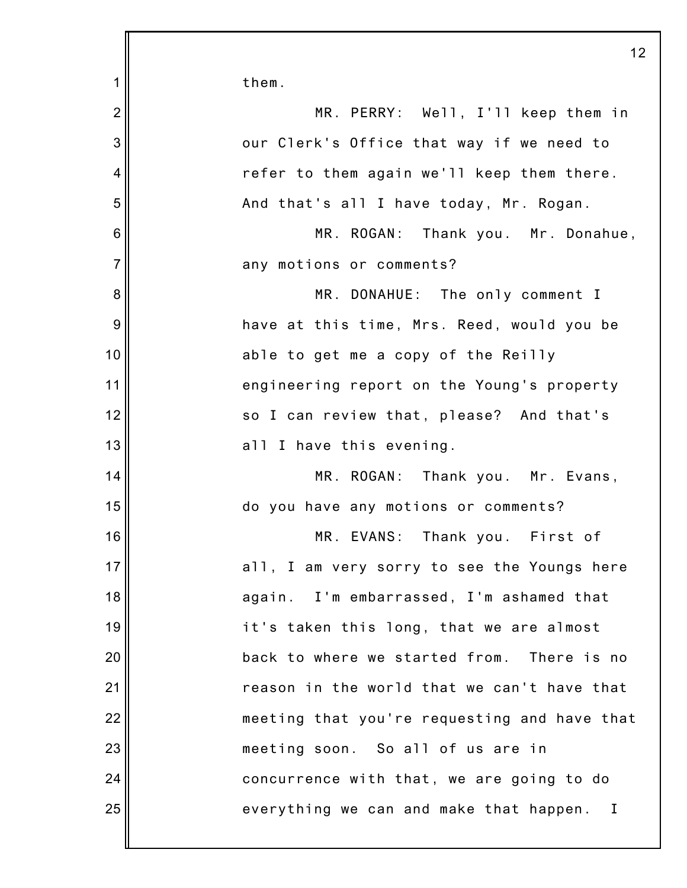them.

MR. PERRY: Well, I'll keep them in our Clerk's Office that way if we need to refer to them again we'll keep them there. And that's all I have today, Mr. Rogan.

MR. ROGAN: Thank you. Mr. Donahue, any motions or comments?

MR. DONAHUE: The only comment I have at this time, Mrs. Reed, would you be able to get me a copy of the Reilly engineering report on the Young's property so I can review that, please? And that's all I have this evening.

MR. ROGAN: Thank you. Mr. Evans, do you have any motions or comments?

MR. EVANS: Thank you. First of all, I am very sorry to see the Youngs here again. I'm embarrassed, I'm ashamed that it's taken this long, that we are almost back to where we started from. There is no reason in the world that we can't have that meeting that you're requesting and have that meeting soon. So all of us are in concurrence with that, we are going to do everything we can and make that happen. I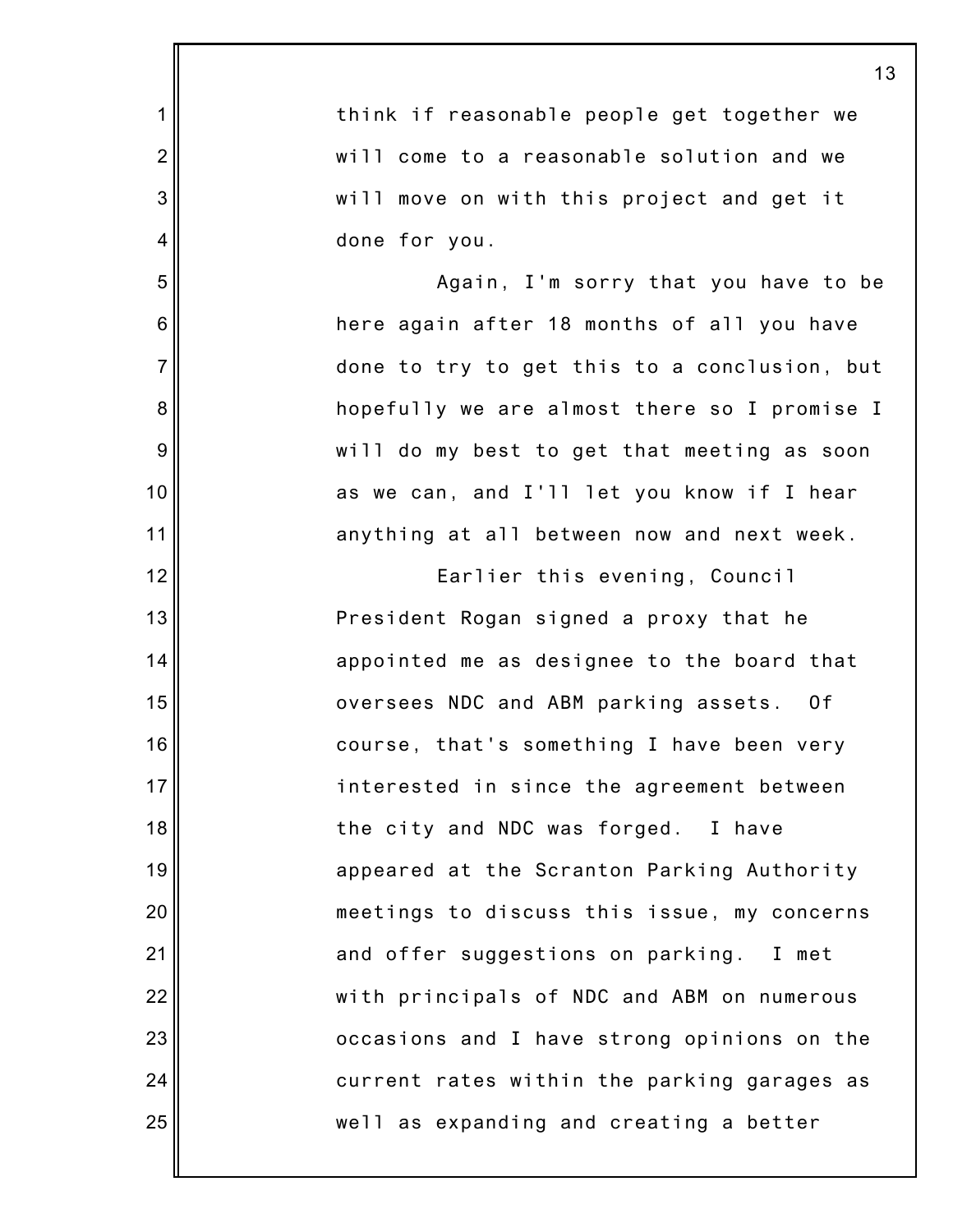think if reasonable people get together we will come to a reasonable solution and we will move on with this project and get it done for you.

Again, I'm sorry that you have to be here again after 18 months of all you have done to try to get this to a conclusion, but hopefully we are almost there so I promise I will do my best to get that meeting as soon as we can, and I'll let you know if I hear anything at all between now and next week.

Earlier this evening, Council President Rogan signed a proxy that he appointed me as designee to the board that oversees NDC and ABM parking assets. Of course, that's something I have been very interested in since the agreement between the city and NDC was forged. I have appeared at the Scranton Parking Authority meetings to discuss this issue, my concerns and offer suggestions on parking. I met with principals of NDC and ABM on numerous occasions and I have strong opinions on the current rates within the parking garages as well as expanding and creating a better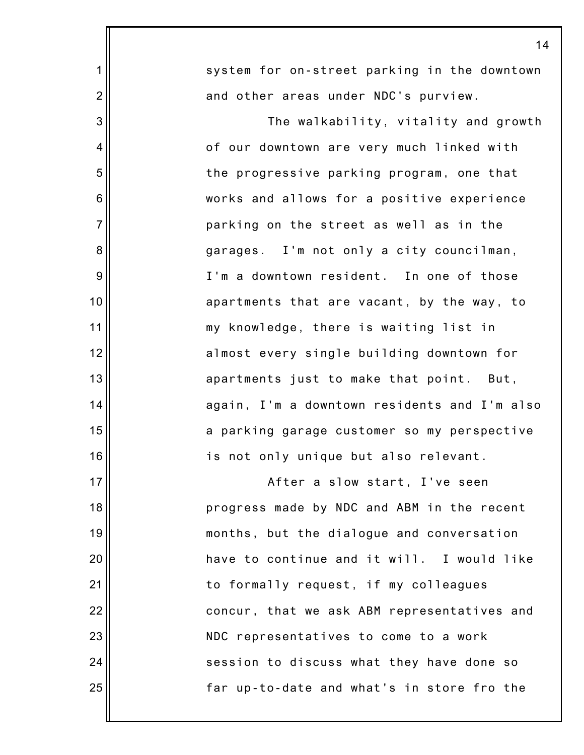system for on-street parking in the downtown and other areas under NDC's purview.

The walkability, vitality and growth of our downtown are very much linked with the progressive parking program, one that works and allows for a positive experience parking on the street as well as in the garages. I'm not only a city councilman, I'm a downtown resident. In one of those apartments that are vacant, by the way, to my knowledge, there is waiting list in almost every single building downtown for apartments just to make that point. But, again, I'm a downtown residents and I'm also a parking garage customer so my perspective is not only unique but also relevant.

After a slow start, I've seen progress made by NDC and ABM in the recent months, but the dialogue and conversation have to continue and it will. I would like to formally request, if my colleagues concur, that we ask ABM representatives and NDC representatives to come to a work session to discuss what they have done so far up-to-date and what's in store fro the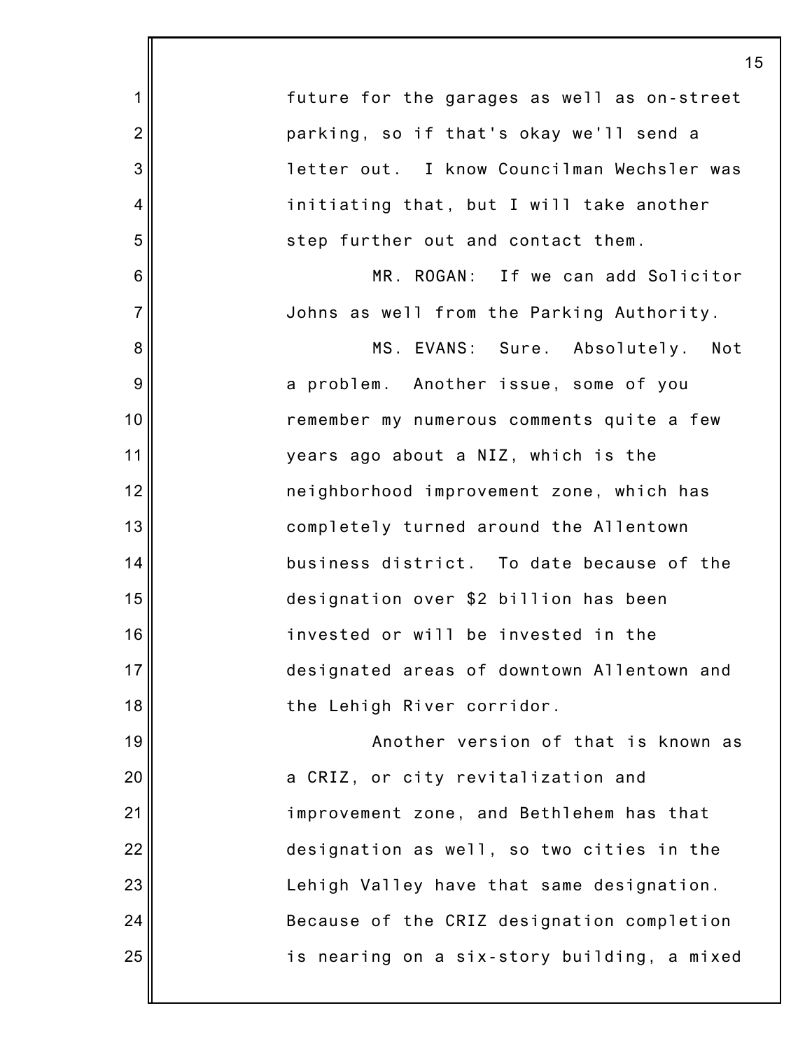future for the garages as well as on-street parking, so if that's okay we'll send a letter out. I know Councilman Wechsler was initiating that, but I will take another step further out and contact them.

MR. ROGAN: If we can add Solicitor Johns as well from the Parking Authority.

MS. EVANS: Sure. Absolutely. Not a problem. Another issue, some of you remember my numerous comments quite a few years ago about a NIZ, which is the neighborhood improvement zone, which has completely turned around the Allentown business district. To date because of the designation over $2 billion has been invested or will be invested in the designated areas of downtown Allentown and the Lehigh River corridor.

Another version of that is known as a CRIZ, or city revitalization and improvement zone, and Bethlehem has that designation as well, so two cities in the Lehigh Valley have that same designation. Because of the CRIZ designation completion is nearing on a six-story building, a mixed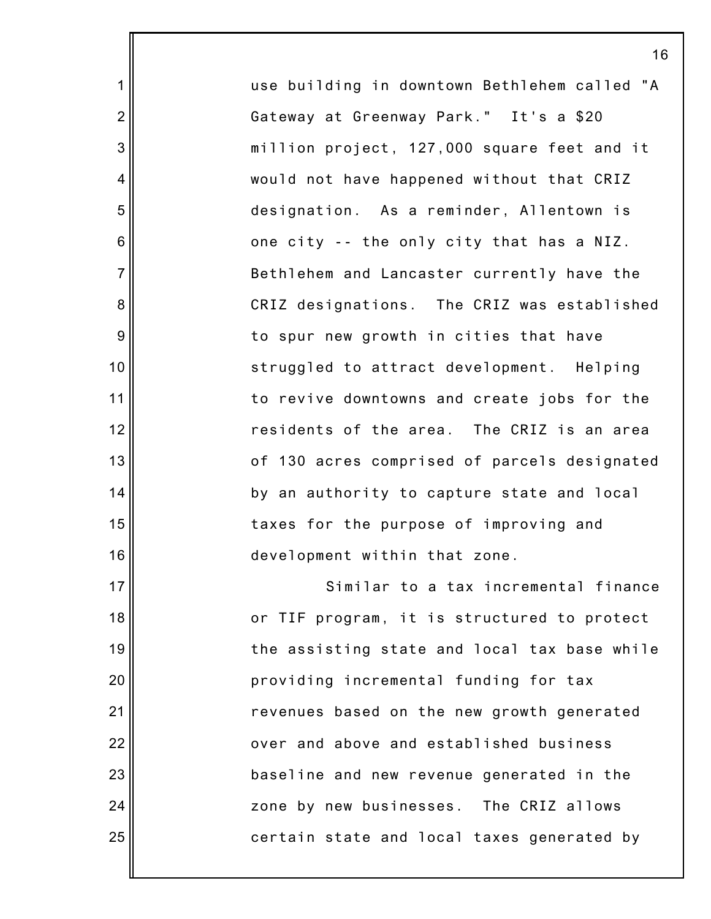use building in downtown Bethlehem called "A Gateway at Greenway Park." It's a $20 million project, 127,000 square feet and it would not have happened without that CRIZ designation. As a reminder, Allentown is one city -- the only city that has a NIZ. Bethlehem and Lancaster currently have the CRIZ designations. The CRIZ was established to spur new growth in cities that have struggled to attract development. Helping to revive downtowns and create jobs for the residents of the area. The CRIZ is an area of 130 acres comprised of parcels designated by an authority to capture state and local taxes for the purpose of improving and development within that zone.

Similar to a tax incremental finance or TIF program, it is structured to protect the assisting state and local tax base while providing incremental funding for tax revenues based on the new growth generated over and above and established business baseline and new revenue generated in the zone by new businesses. The CRIZ allows certain state and local taxes generated by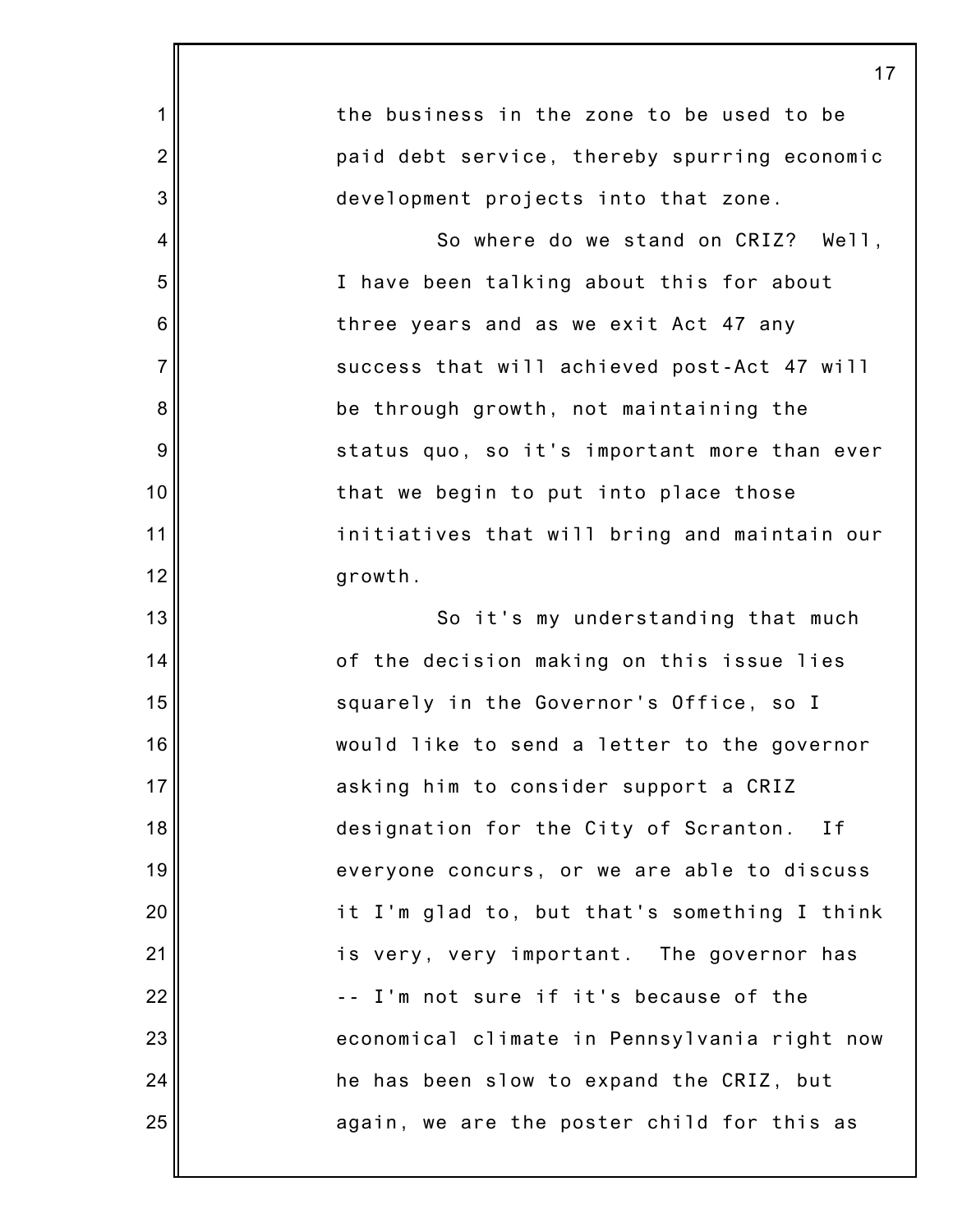the business in the zone to be used to be paid debt service, thereby spurring economic development projects into that zone.

So where do we stand on CRIZ? Well, I have been talking about this for about three years and as we exit Act 47 any success that will achieved post-Act 47 will be through growth, not maintaining the status quo, so it's important more than ever that we begin to put into place those initiatives that will bring and maintain our growth.

So it's my understanding that much of the decision making on this issue lies squarely in the Governor's Office, so I would like to send a letter to the governor asking him to consider support a CRIZ designation for the City of Scranton. If everyone concurs, or we are able to discuss it I'm glad to, but that's something I think is very, very important. The governor has -- I'm not sure if it's because of the economical climate in Pennsylvania right now he has been slow to expand the CRIZ, but again, we are the poster child for this as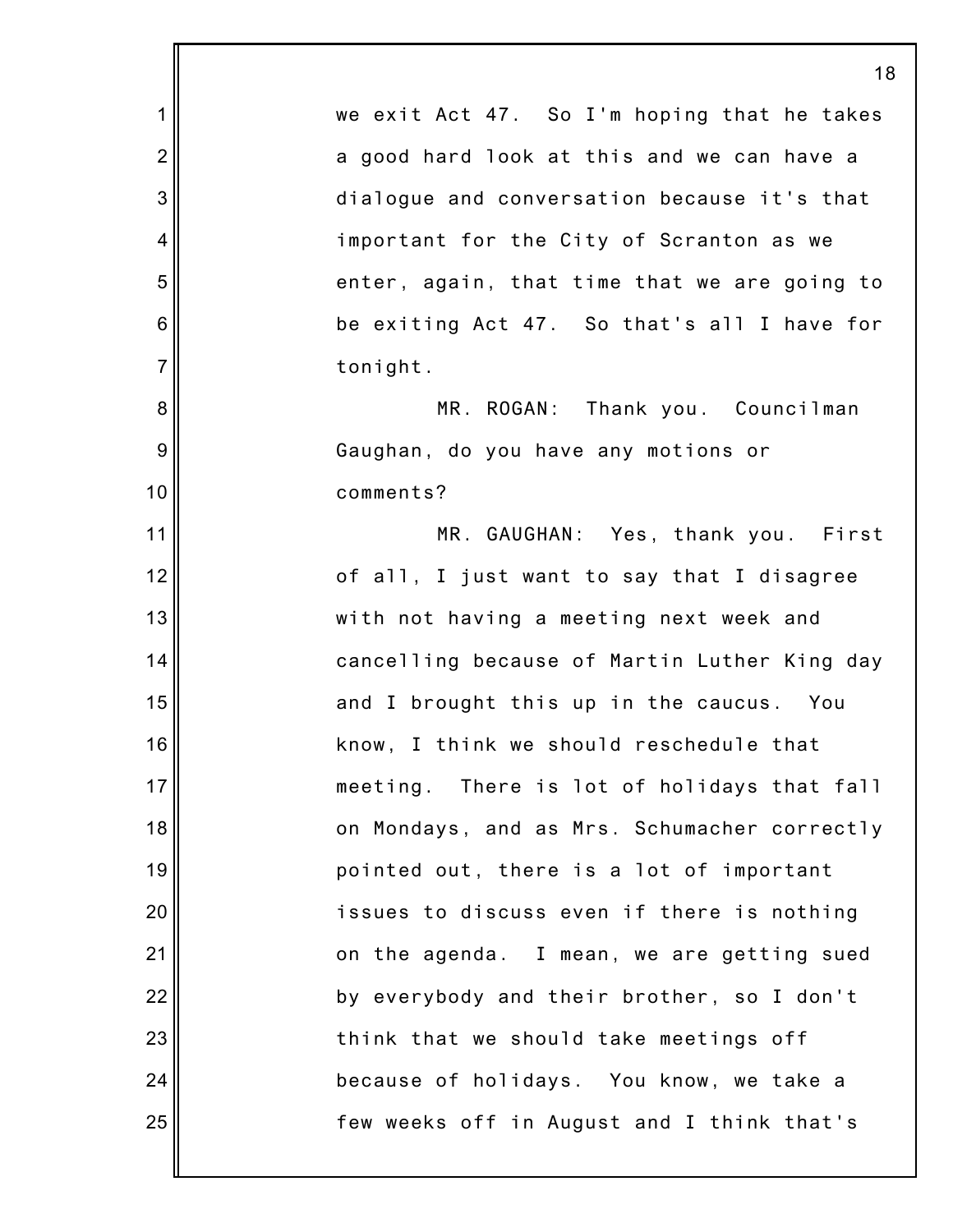we exit Act 47. So I'm hoping that he takes a good hard look at this and we can have a dialogue and conversation because it's that important for the City of Scranton as we enter, again, that time that we are going to be exiting Act 47. So that's all I have for tonight.

MR. ROGAN: Thank you. Councilman Gaughan, do you have any motions or comments?

MR. GAUGHAN: Yes, thank you. First of all, I just want to say that I disagree with not having a meeting next week and cancelling because of Martin Luther King day and I brought this up in the caucus. You know, I think we should reschedule that meeting. There is lot of holidays that fall on Mondays, and as Mrs. Schumacher correctly pointed out, there is a lot of important issues to discuss even if there is nothing on the agenda. I mean, we are getting sued by everybody and their brother, so I don't think that we should take meetings off because of holidays. You know, we take a few weeks off in August and I think that's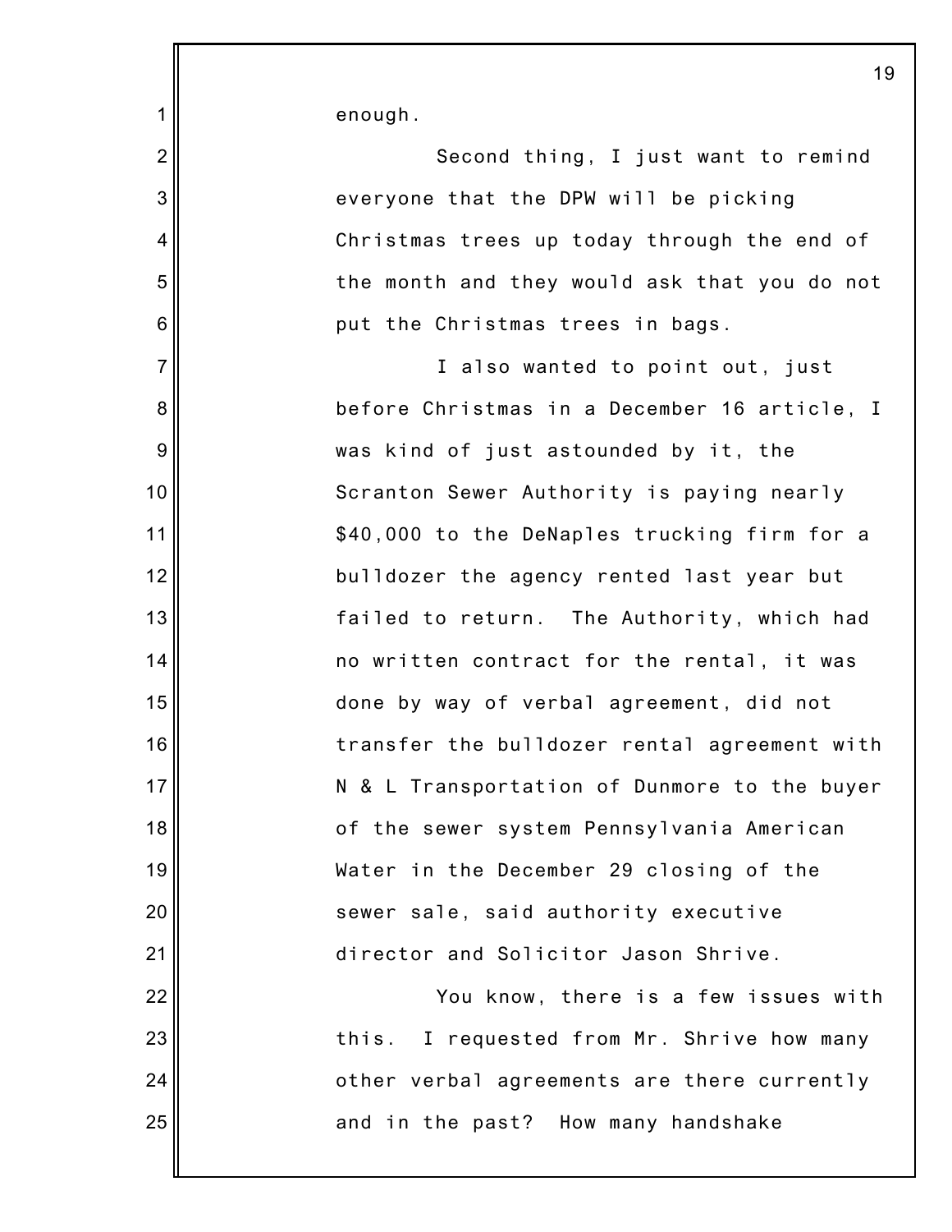enough.

Second thing, I just want to remind everyone that the DPW will be picking Christmas trees up today through the end of the month and they would ask that you do not put the Christmas trees in bags.

I also wanted to point out, just before Christmas in a December 16 article, I was kind of just astounded by it, the Scranton Sewer Authority is paying nearly $40,000 to the DeNaples trucking firm for a bulldozer the agency rented last year but failed to return. The Authority, which had no written contract for the rental, it was done by way of verbal agreement, did not transfer the bulldozer rental agreement with N & L Transportation of Dunmore to the buyer of the sewer system Pennsylvania American Water in the December 29 closing of the sewer sale, said authority executive director and Solicitor Jason Shrive.

You know, there is a few issues with this. I requested from Mr. Shrive how many other verbal agreements are there currently and in the past? How many handshake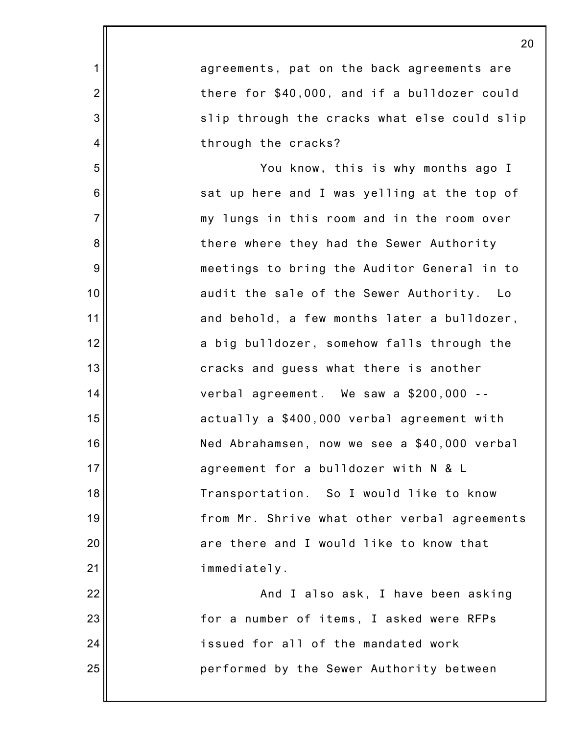agreements, pat on the back agreements are there for $40,000, and if a bulldozer could slip through the cracks what else could slip through the cracks?

You know, this is why months ago I sat up here and I was yelling at the top of my lungs in this room and in the room over there where they had the Sewer Authority meetings to bring the Auditor General in to audit the sale of the Sewer Authority. Lo and behold, a few months later a bulldozer, a big bulldozer, somehow falls through the cracks and guess what there is another verbal agreement. We saw a $200,000 -- actually a $400,000 verbal agreement with Ned Abrahamsen, now we see a $40,000 verbal agreement for a bulldozer with N & L Transportation. So I would like to know from Mr. Shrive what other verbal agreements are there and I would like to know that immediately.

And I also ask, I have been asking for a number of items, I asked were RFPs issued for all of the mandated work performed by the Sewer Authority between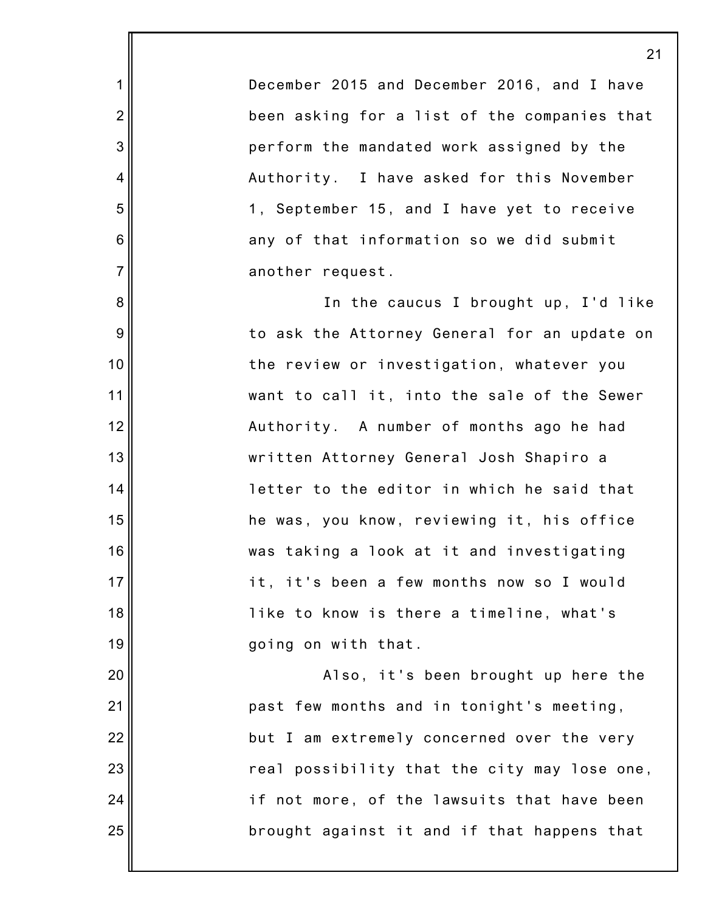December 2015 and December 2016, and I have been asking for a list of the companies that perform the mandated work assigned by the Authority. I have asked for this November 1, September 15, and I have yet to receive any of that information so we did submit another request.

In the caucus I brought up, I'd like to ask the Attorney General for an update on the review or investigation, whatever you want to call it, into the sale of the Sewer Authority. A number of months ago he had written Attorney General Josh Shapiro a letter to the editor in which he said that he was, you know, reviewing it, his office was taking a look at it and investigating it, it's been a few months now so I would like to know is there a timeline, what's going on with that.

Also, it's been brought up here the past few months and in tonight's meeting, but I am extremely concerned over the very real possibility that the city may lose one, if not more, of the lawsuits that have been brought against it and if that happens that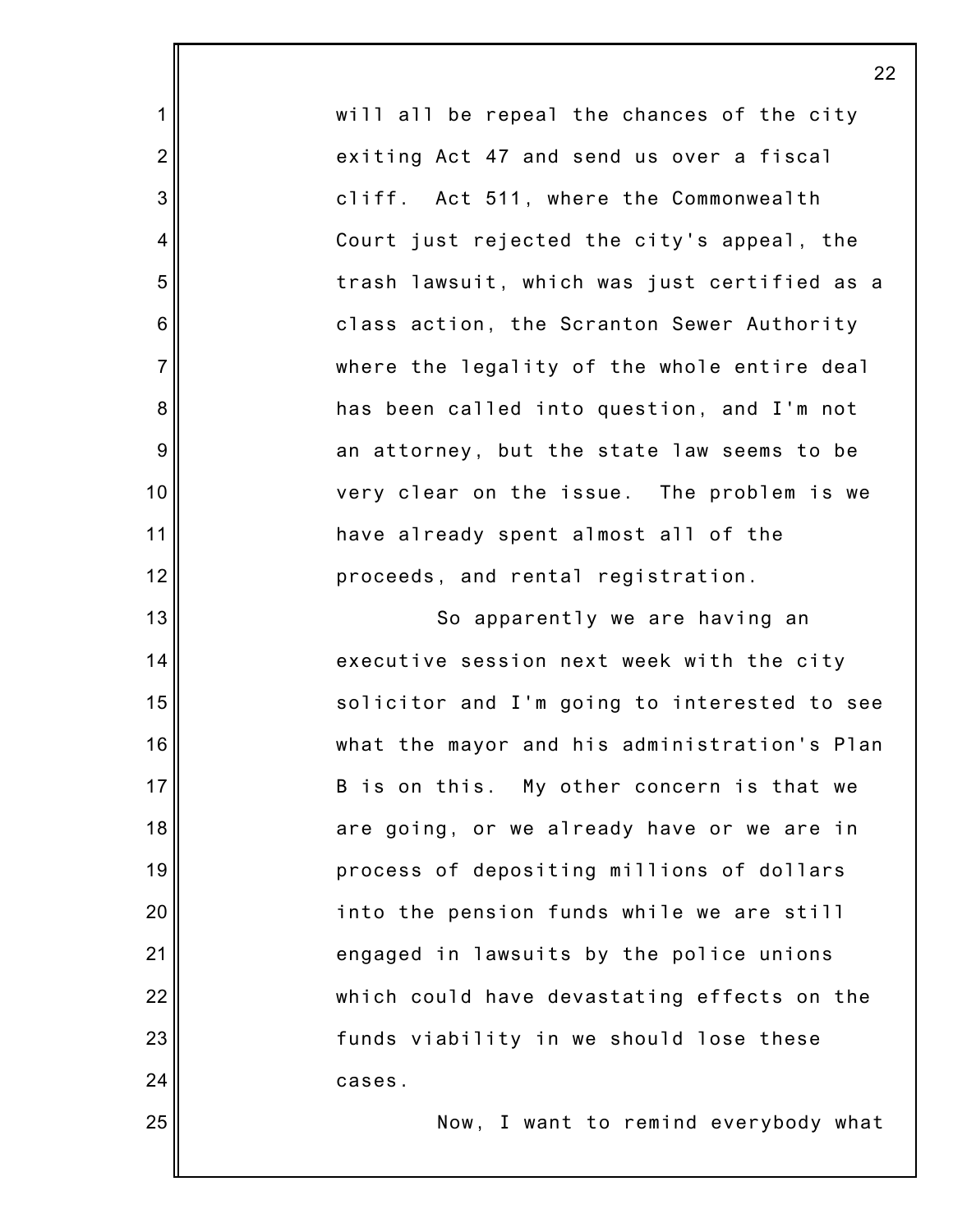will all be repeal the chances of the city exiting Act 47 and send us over a fiscal cliff. Act 511, where the Commonwealth Court just rejected the city's appeal, the trash lawsuit, which was just certified as a class action, the Scranton Sewer Authority where the legality of the whole entire deal has been called into question, and I'm not an attorney, but the state law seems to be very clear on the issue. The problem is we have already spent almost all of the proceeds, and rental registration.

So apparently we are having an executive session next week with the city solicitor and I'm going to interested to see what the mayor and his administration's Plan B is on this. My other concern is that we are going, or we already have or we are in process of depositing millions of dollars into the pension funds while we are still engaged in lawsuits by the police unions which could have devastating effects on the funds viability in we should lose these cases.

Now, I want to remind everybody what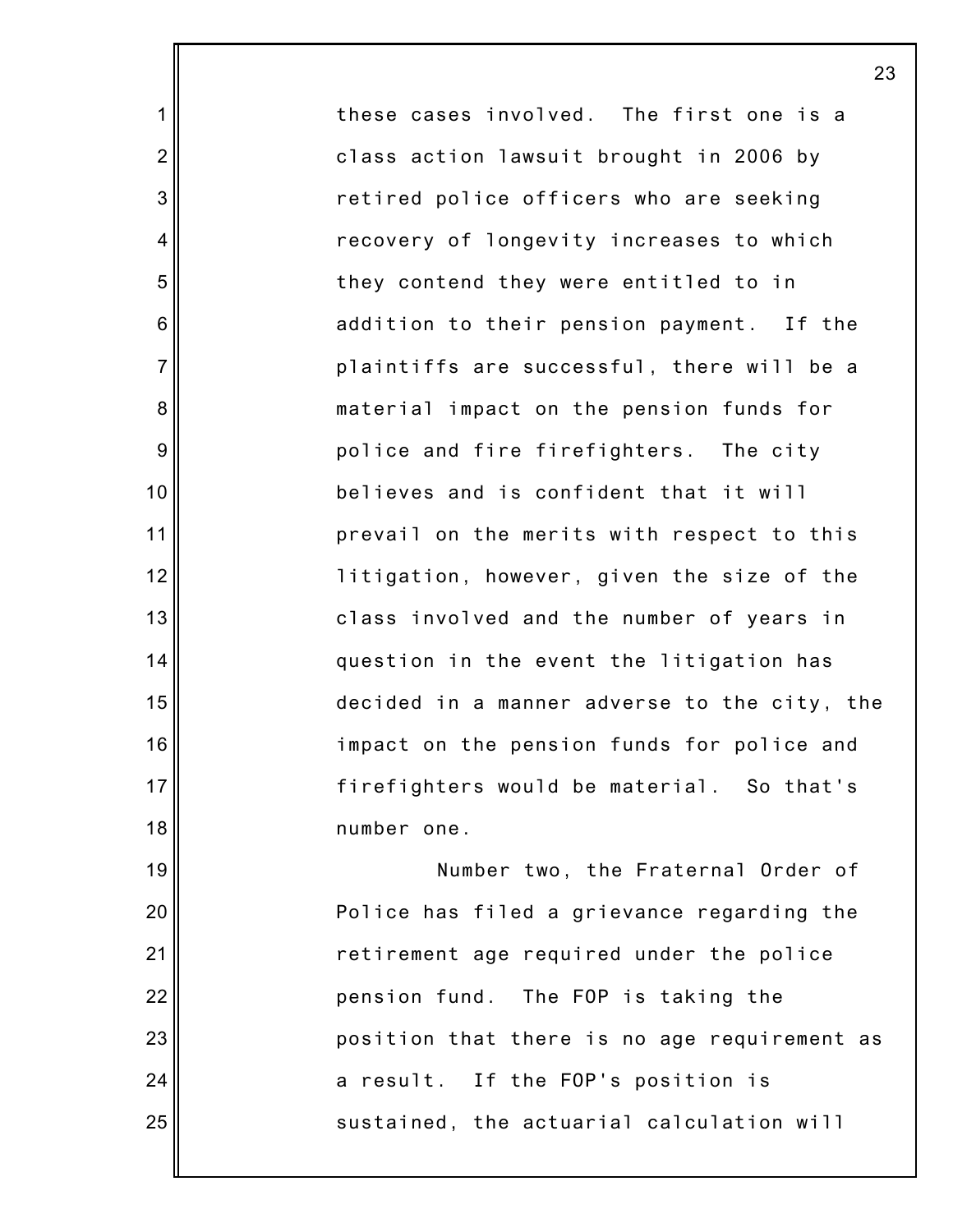these cases involved. The first one is a class action lawsuit brought in 2006 by retired police officers who are seeking recovery of longevity increases to which they contend they were entitled to in addition to their pension payment. If the plaintiffs are successful, there will be a material impact on the pension funds for police and fire firefighters. The city believes and is confident that it will prevail on the merits with respect to this litigation, however, given the size of the class involved and the number of years in question in the event the litigation has decided in a manner adverse to the city, the impact on the pension funds for police and firefighters would be material. So that's number one.

Number two, the Fraternal Order of Police has filed a grievance regarding the retirement age required under the police pension fund. The FOP is taking the position that there is no age requirement as a result. If the FOP's position is sustained, the actuarial calculation will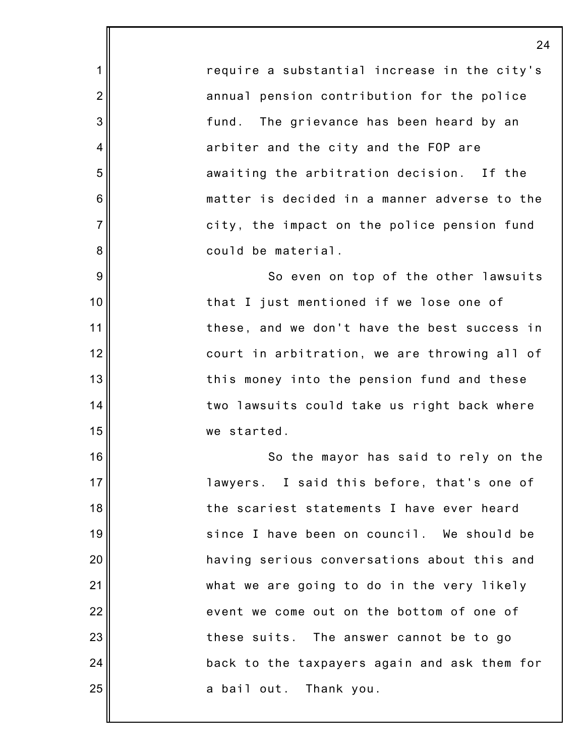require a substantial increase in the city's annual pension contribution for the police fund. The grievance has been heard by an arbiter and the city and the FOP are awaiting the arbitration decision. If the matter is decided in a manner adverse to the city, the impact on the police pension fund could be material.

So even on top of the other lawsuits that I just mentioned if we lose one of these, and we don't have the best success in court in arbitration, we are throwing all of this money into the pension fund and these two lawsuits could take us right back where we started.

So the mayor has said to rely on the lawyers. I said this before, that's one of the scariest statements I have ever heard since I have been on council. We should be having serious conversations about this and what we are going to do in the very likely event we come out on the bottom of one of these suits. The answer cannot be to go back to the taxpayers again and ask them for a bail out. Thank you.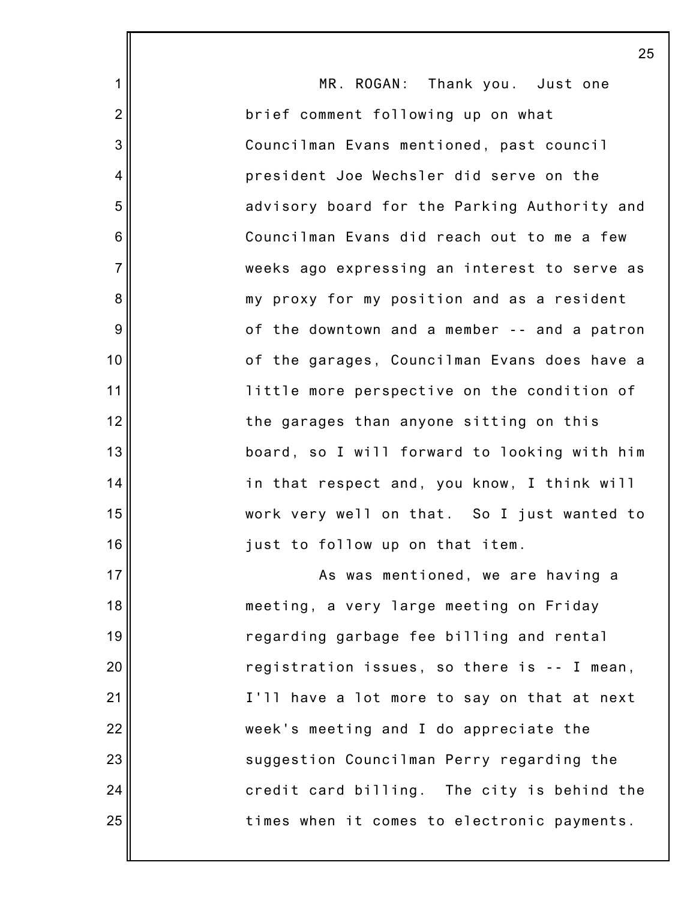MR. ROGAN: Thank you. Just one brief comment following up on what Councilman Evans mentioned, past council president Joe Wechsler did serve on the advisory board for the Parking Authority and Councilman Evans did reach out to me a few weeks ago expressing an interest to serve as my proxy for my position and as a resident of the downtown and a member -- and a patron of the garages, Councilman Evans does have a little more perspective on the condition of the garages than anyone sitting on this board, so I will forward to looking with him in that respect and, you know, I think will work very well on that. So I just wanted to just to follow up on that item.

As was mentioned, we are having a meeting, a very large meeting on Friday regarding garbage fee billing and rental registration issues, so there is -- I mean, I'll have a lot more to say on that at next week's meeting and I do appreciate the suggestion Councilman Perry regarding the credit card billing. The city is behind the times when it comes to electronic payments.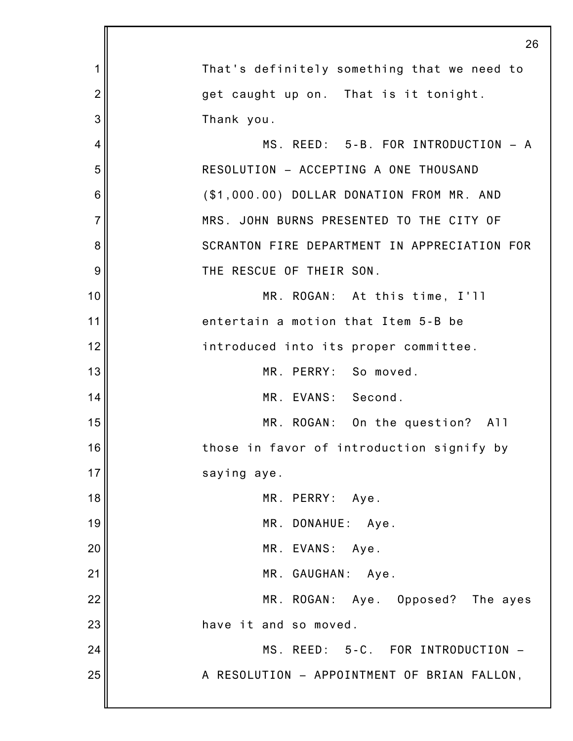That's definitely something that we need to get caught up on. That is it tonight. Thank you.

MS. REED: 5-B. FOR INTRODUCTION – A RESOLUTION – ACCEPTING A ONE THOUSAND ($1,000.00) DOLLAR DONATION FROM MR. AND MRS. JOHN BURNS PRESENTED TO THE CITY OF SCRANTON FIRE DEPARTMENT IN APPRECIATION FOR THE RESCUE OF THEIR SON.

MR. ROGAN: At this time, I'll entertain a motion that Item 5-B be introduced into its proper committee.

MR. PERRY: So moved.

MR. EVANS: Second.

MR. ROGAN: On the question? All those in favor of introduction signify by saying aye.

MR. PERRY: Aye.

MR. DONAHUE: Aye.

MR. EVANS: Aye.

MR. GAUGHAN: Aye.

MR. ROGAN: Aye. Opposed? The ayes have it and so moved.

MS. REED: 5-C. FOR INTRODUCTION – A RESOLUTION – APPOINTMENT OF BRIAN FALLON,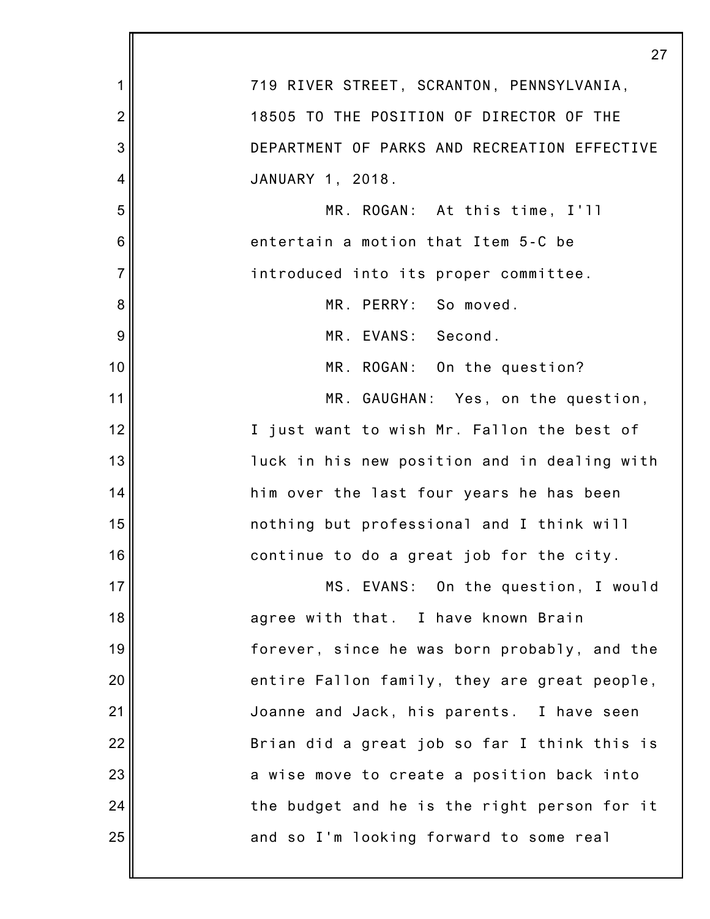719 RIVER STREET, SCRANTON, PENNSYLVANIA, 18505 TO THE POSITION OF DIRECTOR OF THE DEPARTMENT OF PARKS AND RECREATION EFFECTIVE JANUARY 1, 2018.

MR. ROGAN: At this time, I'll entertain a motion that Item 5-C be introduced into its proper committee.

MR. PERRY: So moved.

MR. EVANS: Second.

MR. ROGAN: On the question?

MR. GAUGHAN: Yes, on the question, I just want to wish Mr. Fallon the best of luck in his new position and in dealing with him over the last four years he has been nothing but professional and I think will continue to do a great job for the city.

MS. EVANS: On the question, I would agree with that. I have known Brain forever, since he was born probably, and the entire Fallon family, they are great people, Joanne and Jack, his parents. I have seen Brian did a great job so far I think this is a wise move to create a position back into the budget and he is the right person for it and so I'm looking forward to some real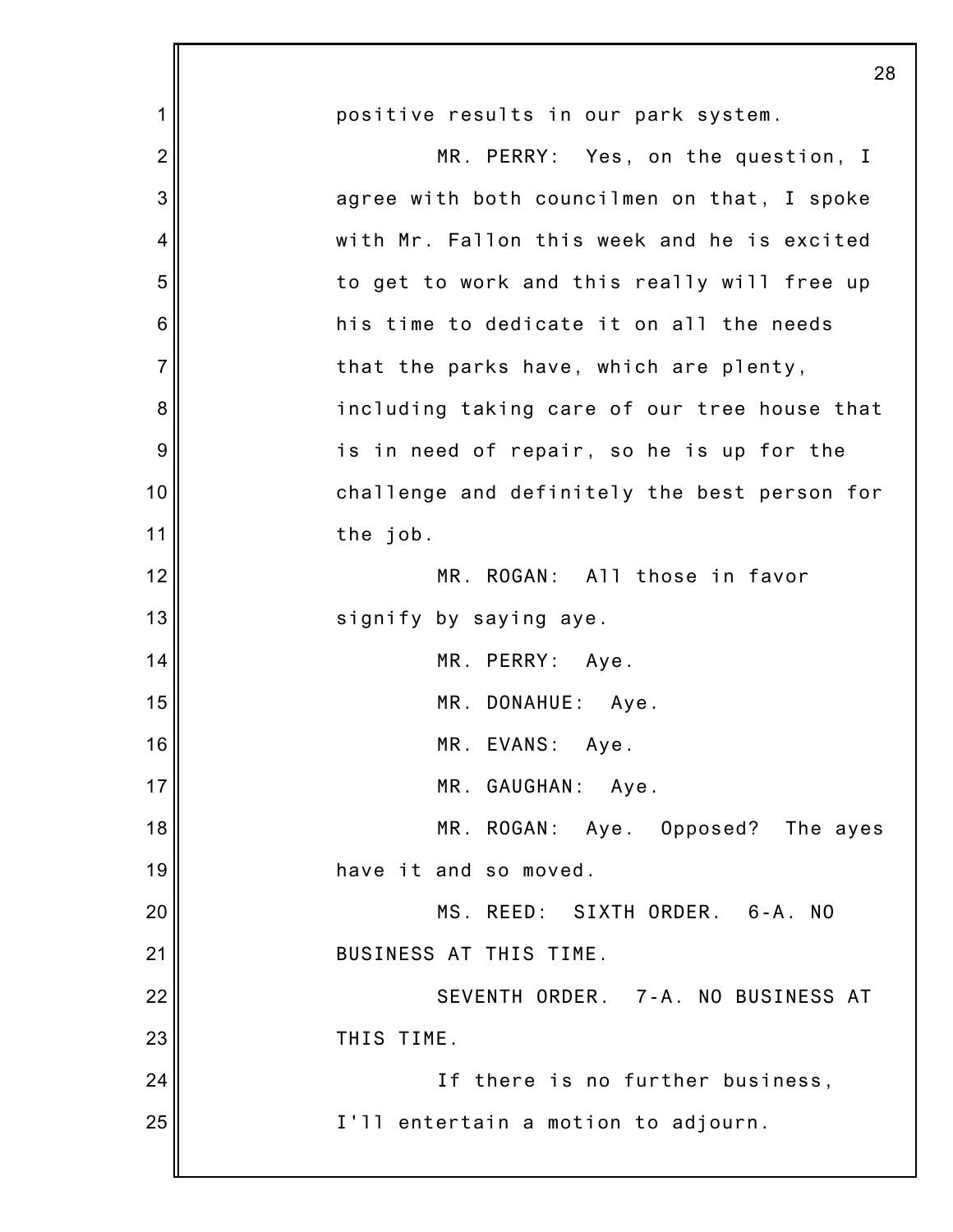positive results in our park system.

MR. PERRY: Yes, on the question, I agree with both councilmen on that, I spoke with Mr. Fallon this week and he is excited to get to work and this really will free up his time to dedicate it on all the needs that the parks have, which are plenty, including taking care of our tree house that is in need of repair, so he is up for the challenge and definitely the best person for the job.

MR. ROGAN: All those in favor signify by saying aye.

MR. PERRY: Aye.

MR. DONAHUE: Aye.

MR. EVANS: Aye.

MR. GAUGHAN: Aye.

MR. ROGAN: Aye. Opposed? The ayes have it and so moved.

MS. REED: SIXTH ORDER. 6-A. NO BUSINESS AT THIS TIME.

SEVENTH ORDER. 7-A. NO BUSINESS AT THIS TIME.

If there is no further business, I'll entertain a motion to adjourn.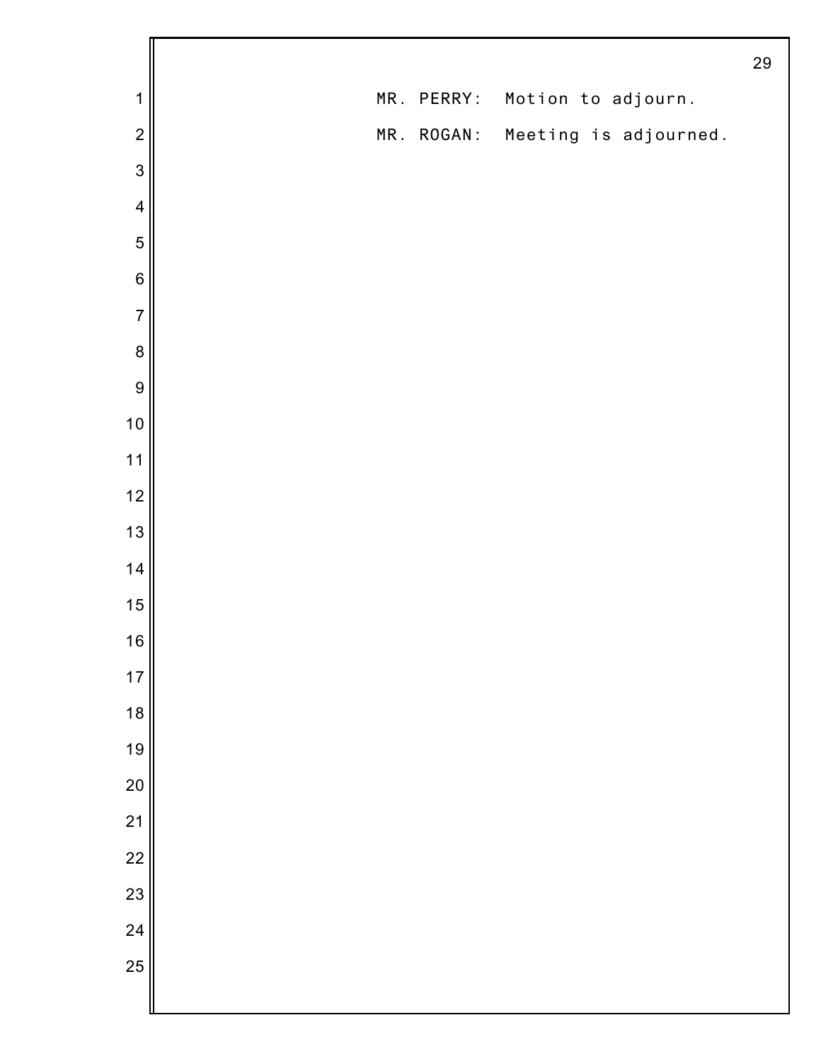MR. PERRY: Motion to adjourn.

MR. ROGAN: Meeting is adjourned.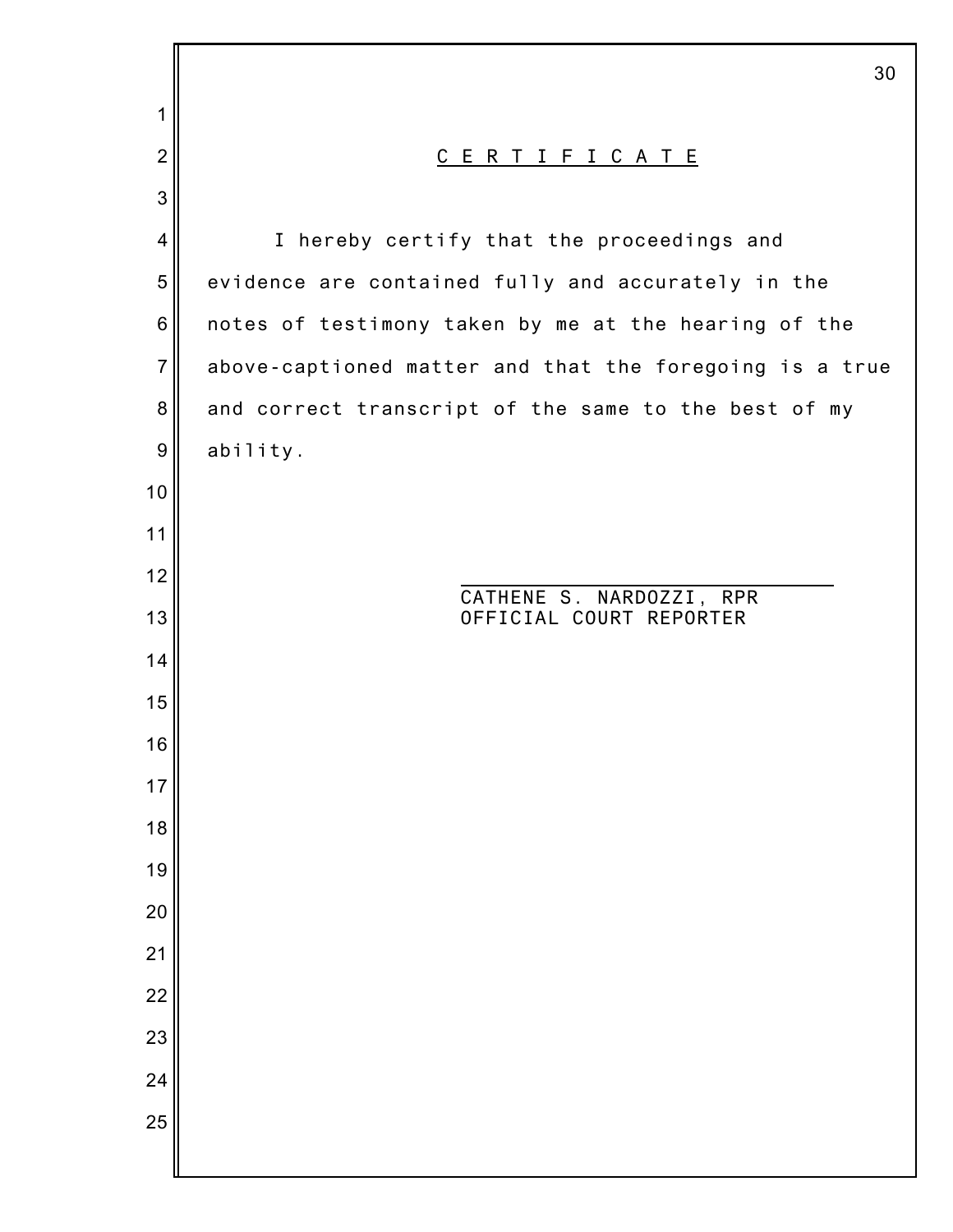C E R T I F I C A T E

I hereby certify that the proceedings and evidence are contained fully and accurately in the notes of testimony taken by me at the hearing of the above-captioned matter and that the foregoing is a true and correct transcript of the same to the best of my ability.

\_\_\_\_\_\_\_\_\_\_\_\_\_\_\_\_\_\_\_\_\_\_\_\_\_\_\_\_\_\_

CATHENE S. NARDOZZI, RPR
OFFICIAL COURT REPORTER